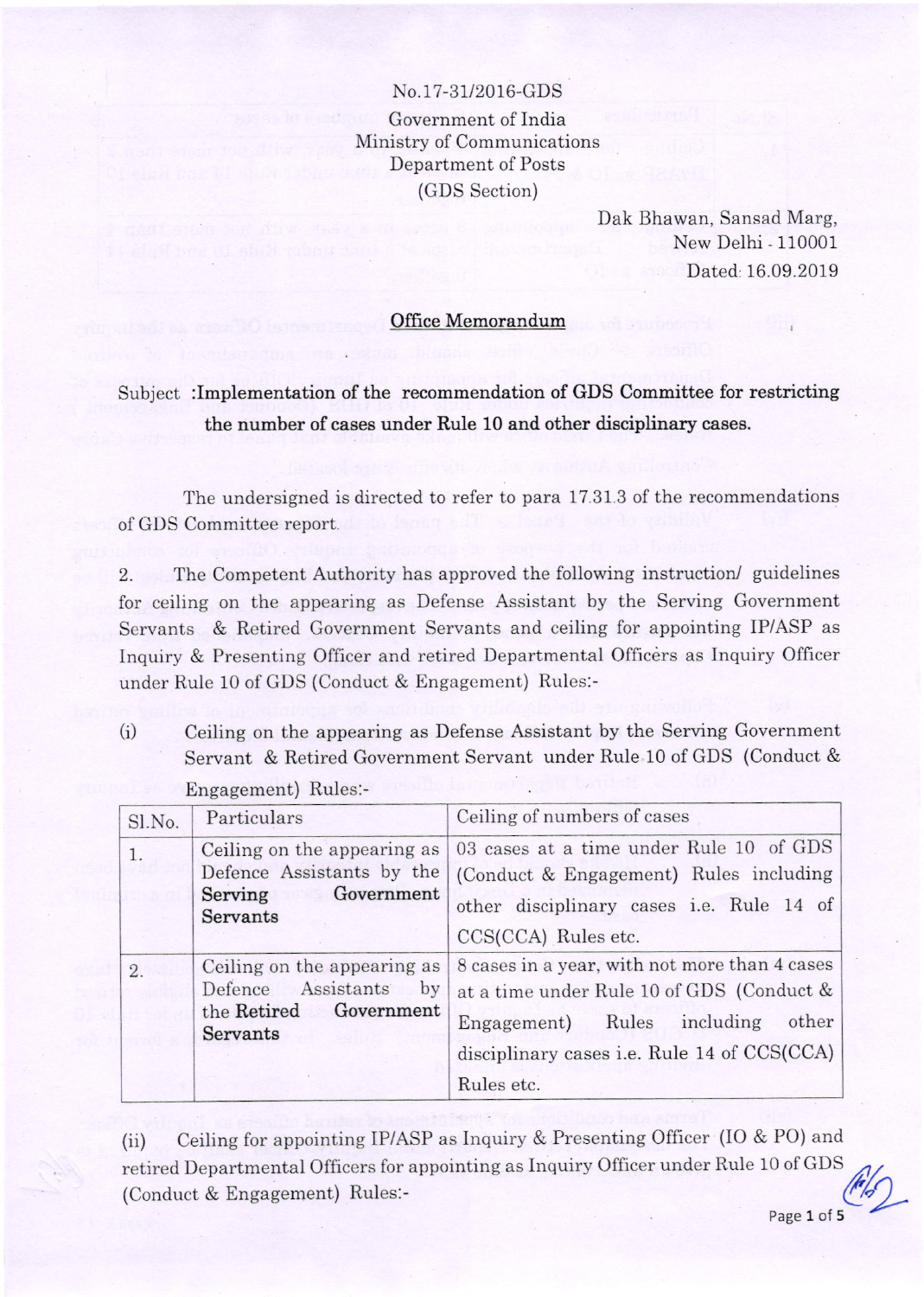No.17-31/2016-GDS
Government of India
Ministry of Communications
Department of Posts
(GDS Section)

Dak Bhawan, Sansad Marg,
New Delhi - 110001
Dated: 16.09.2019

## Office Memorandum

Subject :**Implementation of the recommendation of GDS Committee for restricting the number of cases under Rule 10 and other disciplinary cases.**

The undersigned is directed to refer to para 17.31.3 of the recommendations of GDS Committee report.

2. The Competent Authority has approved the following instruction/ guidelines for ceiling on the appearing as Defense Assistant by the Serving Government Servants & Retired Government Servants and ceiling for appointing IP/ASP as Inquiry & Presenting Officer and retired Departmental Officers as Inquiry Officer under Rule 10 of GDS (Conduct & Engagement) Rules:-

(i) Ceiling on the appearing as Defense Assistant by the Serving Government Servant & Retired Government Servant under Rule 10 of GDS (Conduct & Engagement) Rules:-

| Sl.No. | Particulars | Ceiling of numbers of cases |
|---|---|---|
| 1. | Ceiling on the appearing as Defence Assistants by the **Serving Government Servants** | 03 cases at a time under Rule 10 of GDS (Conduct & Engagement) Rules including other disciplinary cases i.e. Rule 14 of CCS(CCA) Rules etc. |
| 2. | Ceiling on the appearing as Defence Assistants by the **Retired Government Servants** | 8 cases in a year, with not more than 4 cases at a time under Rule 10 of GDS (Conduct & Engagement) Rules including other disciplinary cases i.e. Rule 14 of CCS(CCA) Rules etc. |

(ii) Ceiling for appointing IP/ASP as Inquiry & Presenting Officer (IO & PO) and retired Departmental Officers for appointing as Inquiry Officer under Rule 10 of GDS (Conduct & Engagement) Rules:-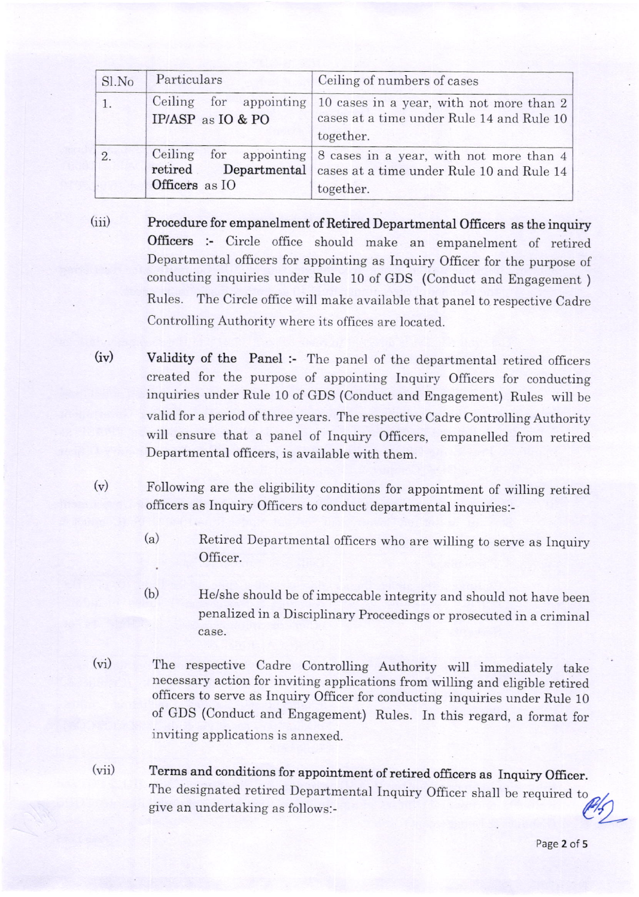| Sl.No | Particulars | Ceiling of numbers of cases |
| --- | --- | --- |
| 1. | Ceiling for appointing IP/ASP as **IO & PO** | 10 cases in a year, with not more than 2 cases at a time under Rule 14 and Rule 10 together. |
| 2. | Ceiling for appointing **retired Departmental Officers** as IO | 8 cases in a year, with not more than 4 cases at a time under Rule 10 and Rule 14 together. |

(iii) **Procedure for empanelment of Retired Departmental Officers as the inquiry Officers :-** Circle office should make an empanelment of retired Departmental officers for appointing as Inquiry Officer for the purpose of conducting inquiries under Rule 10 of GDS (Conduct and Engagement ) Rules. The Circle office will make available that panel to respective Cadre Controlling Authority where its offices are located.

(iv) **Validity of the Panel :-** The panel of the departmental retired officers created for the purpose of appointing Inquiry Officers for conducting inquiries under Rule 10 of GDS (Conduct and Engagement) Rules will be valid for a period of three years. The respective Cadre Controlling Authority will ensure that a panel of Inquiry Officers, empanelled from retired Departmental officers, is available with them.

(v) Following are the eligibility conditions for appointment of willing retired officers as Inquiry Officers to conduct departmental inquiries:-

(a) Retired Departmental officers who are willing to serve as Inquiry Officer.

(b) He/she should be of impeccable integrity and should not have been penalized in a Disciplinary Proceedings or prosecuted in a criminal case.

(vi) The respective Cadre Controlling Authority will immediately take necessary action for inviting applications from willing and eligible retired officers to serve as Inquiry Officer for conducting inquiries under Rule 10 of GDS (Conduct and Engagement) Rules. In this regard, a format for inviting applications is annexed.

(vii) **Terms and conditions for appointment of retired officers as Inquiry Officer.** The designated retired Departmental Inquiry Officer shall be required to give an undertaking as follows:-